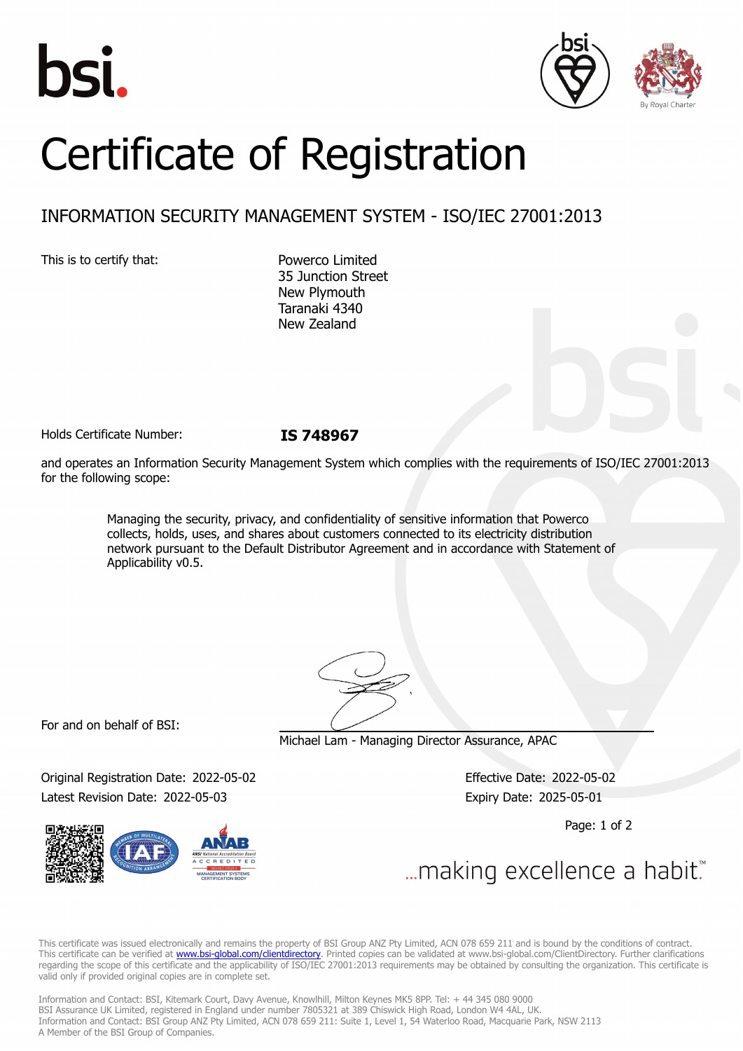# Certificate of Registration

## INFORMATION SECURITY MANAGEMENT SYSTEM - ISO/IEC 27001:2013

This is to certify that:

Powerco Limited
35 Junction Street
New Plymouth
Taranaki 4340
New Zealand

Holds Certificate Number: **IS 748967**

and operates an Information Security Management System which complies with the requirements of ISO/IEC 27001:2013 for the following scope:

> Managing the security, privacy, and confidentiality of sensitive information that Powerco collects, holds, uses, and shares about customers connected to its electricity distribution network pursuant to the Default Distributor Agreement and in accordance with Statement of Applicability v0.5.

For and on behalf of BSI:

Michael Lam - Managing Director Assurance, APAC

Original Registration Date: 2022-05-02
Latest Revision Date: 2022-05-03

Effective Date: 2022-05-02
Expiry Date: 2025-05-01

...making excellence a habit.™

This certificate was issued electronically and remains the property of BSI Group ANZ Pty Limited, ACN 078 659 211 and is bound by the conditions of contract. This certificate can be verified at www.bsi-global.com/clientdirectory. Printed copies can be validated at www.bsi-global.com/ClientDirectory. Further clarifications regarding the scope of this certificate and the applicability of ISO/IEC 27001:2013 requirements may be obtained by consulting the organization. This certificate is valid only if provided original copies are in complete set.

Information and Contact: BSI, Kitemark Court, Davy Avenue, Knowlhill, Milton Keynes MK5 8PP. Tel: + 44 345 080 9000
BSI Assurance UK Limited, registered in England under number 7805321 at 389 Chiswick High Road, London W4 4AL, UK.
Information and Contact: BSI Group ANZ Pty Limited, ACN 078 659 211: Suite 1, Level 1, 54 Waterloo Road, Macquarie Park, NSW 2113
A Member of the BSI Group of Companies.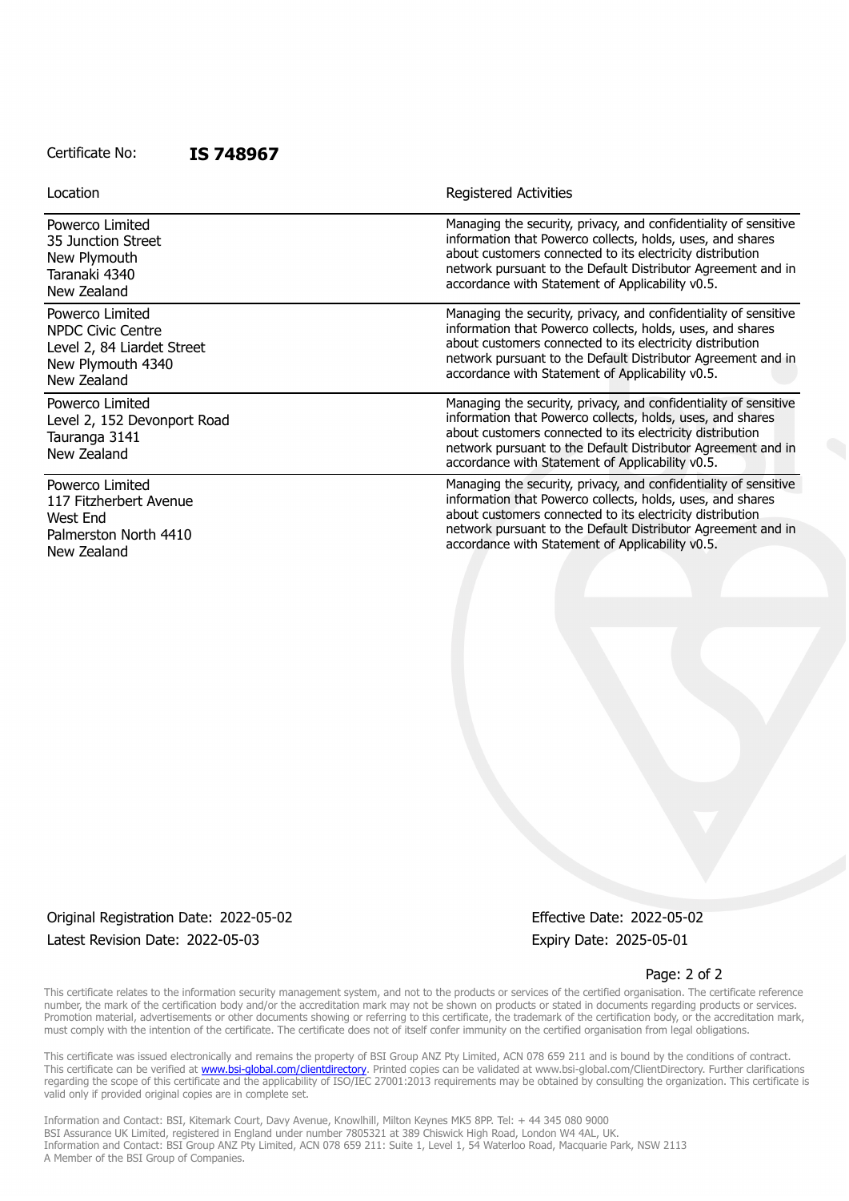Certificate No: **IS 748967**

| Location | Registered Activities |
| --- | --- |
| Powerco Limited<br>35 Junction Street<br>New Plymouth<br>Taranaki 4340<br>New Zealand | Managing the security, privacy, and confidentiality of sensitive information that Powerco collects, holds, uses, and shares about customers connected to its electricity distribution network pursuant to the Default Distributor Agreement and in accordance with Statement of Applicability v0.5. |
| Powerco Limited<br>NPDC Civic Centre<br>Level 2, 84 Liardet Street<br>New Plymouth 4340<br>New Zealand | Managing the security, privacy, and confidentiality of sensitive information that Powerco collects, holds, uses, and shares about customers connected to its electricity distribution network pursuant to the Default Distributor Agreement and in accordance with Statement of Applicability v0.5. |
| Powerco Limited<br>Level 2, 152 Devonport Road<br>Tauranga 3141<br>New Zealand | Managing the security, privacy, and confidentiality of sensitive information that Powerco collects, holds, uses, and shares about customers connected to its electricity distribution network pursuant to the Default Distributor Agreement and in accordance with Statement of Applicability v0.5. |
| Powerco Limited<br>117 Fitzherbert Avenue<br>West End<br>Palmerston North 4410<br>New Zealand | Managing the security, privacy, and confidentiality of sensitive information that Powerco collects, holds, uses, and shares about customers connected to its electricity distribution network pursuant to the Default Distributor Agreement and in accordance with Statement of Applicability v0.5. |

Original Registration Date: 2022-05-02
Latest Revision Date: 2022-05-03

Effective Date: 2022-05-02
Expiry Date: 2025-05-01

This certificate relates to the information security management system, and not to the products or services of the certified organisation. The certificate reference number, the mark of the certification body and/or the accreditation mark may not be shown on products or stated in documents regarding products or services. Promotion material, advertisements or other documents showing or referring to this certificate, the trademark of the certification body, or the accreditation mark, must comply with the intention of the certificate. The certificate does not of itself confer immunity on the certified organisation from legal obligations.

This certificate was issued electronically and remains the property of BSI Group ANZ Pty Limited, ACN 078 659 211 and is bound by the conditions of contract. This certificate can be verified at www.bsi-global.com/clientdirectory. Printed copies can be validated at www.bsi-global.com/ClientDirectory. Further clarifications regarding the scope of this certificate and the applicability of ISO/IEC 27001:2013 requirements may be obtained by consulting the organization. This certificate is valid only if provided original copies are in complete set.

Information and Contact: BSI, Kitemark Court, Davy Avenue, Knowlhill, Milton Keynes MK5 8PP. Tel: + 44 345 080 9000
BSI Assurance UK Limited, registered in England under number 7805321 at 389 Chiswick High Road, London W4 4AL, UK.
Information and Contact: BSI Group ANZ Pty Limited, ACN 078 659 211: Suite 1, Level 1, 54 Waterloo Road, Macquarie Park, NSW 2113
A Member of the BSI Group of Companies.